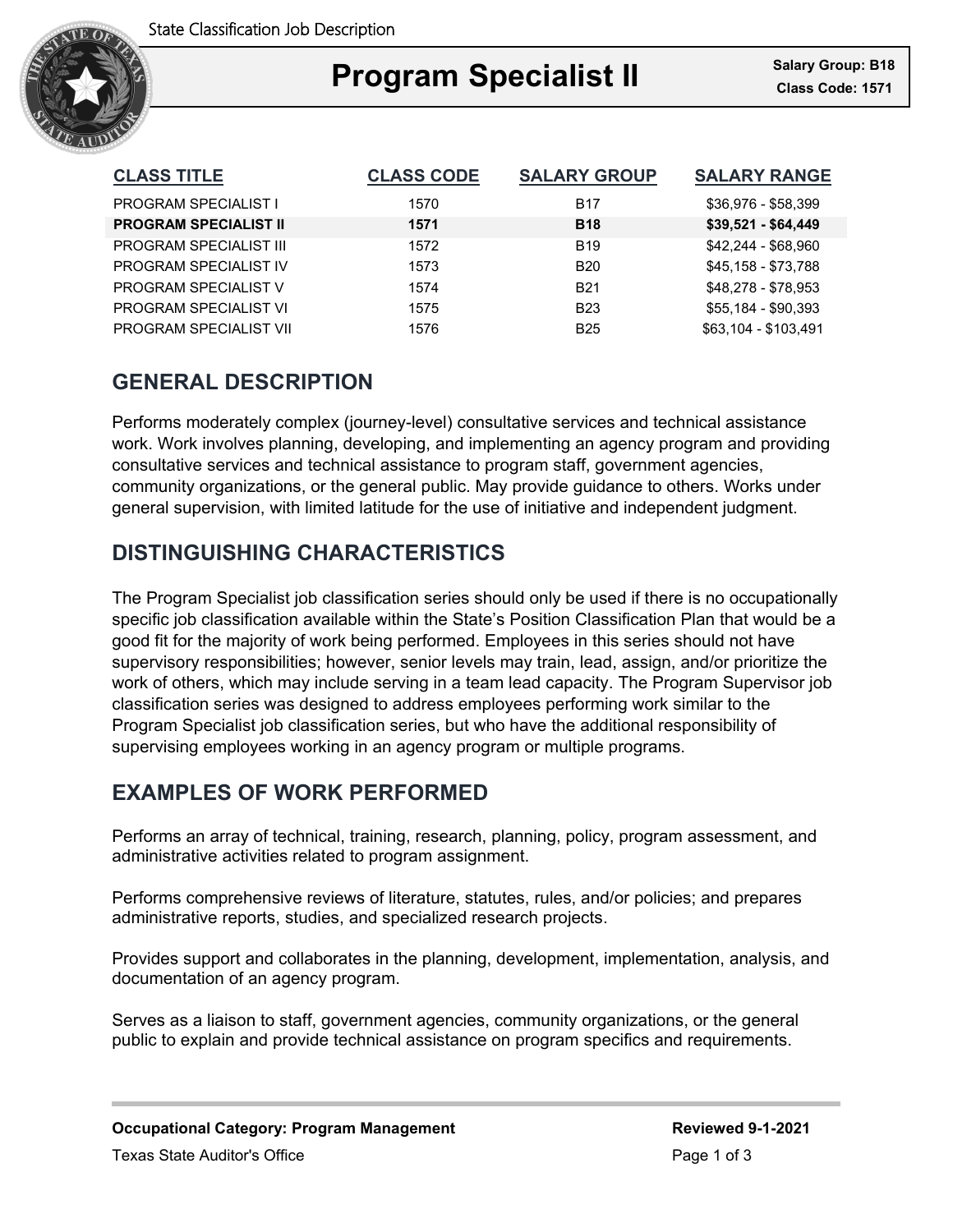State Classification Job Description

# Program Specialist II

**Salary Group: B18**
**Class Code: 1571**

| CLASS TITLE | CLASS CODE | SALARY GROUP | SALARY RANGE |
| --- | --- | --- | --- |
| PROGRAM SPECIALIST I | 1570 | B17 | $36,976 - $58,399 |
| **PROGRAM SPECIALIST II** | **1571** | **B18** | **$39,521 - $64,449** |
| PROGRAM SPECIALIST III | 1572 | B19 | $42,244 - $68,960 |
| PROGRAM SPECIALIST IV | 1573 | B20 | $45,158 - $73,788 |
| PROGRAM SPECIALIST V | 1574 | B21 | $48,278 - $78,953 |
| PROGRAM SPECIALIST VI | 1575 | B23 | $55,184 - $90,393 |
| PROGRAM SPECIALIST VII | 1576 | B25 | $63,104 - $103,491 |

## GENERAL DESCRIPTION

Performs moderately complex (journey-level) consultative services and technical assistance work. Work involves planning, developing, and implementing an agency program and providing consultative services and technical assistance to program staff, government agencies, community organizations, or the general public. May provide guidance to others. Works under general supervision, with limited latitude for the use of initiative and independent judgment.

## DISTINGUISHING CHARACTERISTICS

The Program Specialist job classification series should only be used if there is no occupationally specific job classification available within the State's Position Classification Plan that would be a good fit for the majority of work being performed. Employees in this series should not have supervisory responsibilities; however, senior levels may train, lead, assign, and/or prioritize the work of others, which may include serving in a team lead capacity. The Program Supervisor job classification series was designed to address employees performing work similar to the Program Specialist job classification series, but who have the additional responsibility of supervising employees working in an agency program or multiple programs.

## EXAMPLES OF WORK PERFORMED

Performs an array of technical, training, research, planning, policy, program assessment, and administrative activities related to program assignment.

Performs comprehensive reviews of literature, statutes, rules, and/or policies; and prepares administrative reports, studies, and specialized research projects.

Provides support and collaborates in the planning, development, implementation, analysis, and documentation of an agency program.

Serves as a liaison to staff, government agencies, community organizations, or the general public to explain and provide technical assistance on program specifics and requirements.

**Occupational Category: Program Management** **Reviewed 9-1-2021**

Texas State Auditor's Office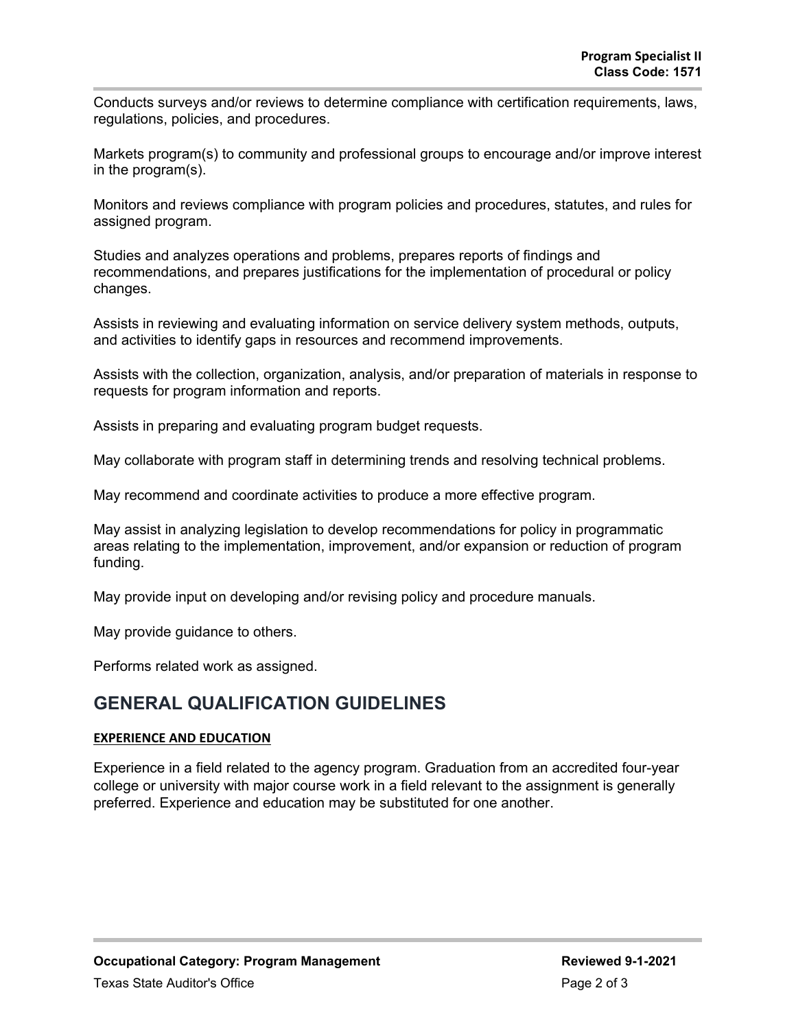Conducts surveys and/or reviews to determine compliance with certification requirements, laws, regulations, policies, and procedures.

Markets program(s) to community and professional groups to encourage and/or improve interest in the program(s).

Monitors and reviews compliance with program policies and procedures, statutes, and rules for assigned program.

Studies and analyzes operations and problems, prepares reports of findings and recommendations, and prepares justifications for the implementation of procedural or policy changes.

Assists in reviewing and evaluating information on service delivery system methods, outputs, and activities to identify gaps in resources and recommend improvements.

Assists with the collection, organization, analysis, and/or preparation of materials in response to requests for program information and reports.

Assists in preparing and evaluating program budget requests.

May collaborate with program staff in determining trends and resolving technical problems.

May recommend and coordinate activities to produce a more effective program.

May assist in analyzing legislation to develop recommendations for policy in programmatic areas relating to the implementation, improvement, and/or expansion or reduction of program funding.

May provide input on developing and/or revising policy and procedure manuals.

May provide guidance to others.

Performs related work as assigned.

## GENERAL QUALIFICATION GUIDELINES

### EXPERIENCE AND EDUCATION

Experience in a field related to the agency program. Graduation from an accredited four-year college or university with major course work in a field relevant to the assignment is generally preferred. Experience and education may be substituted for one another.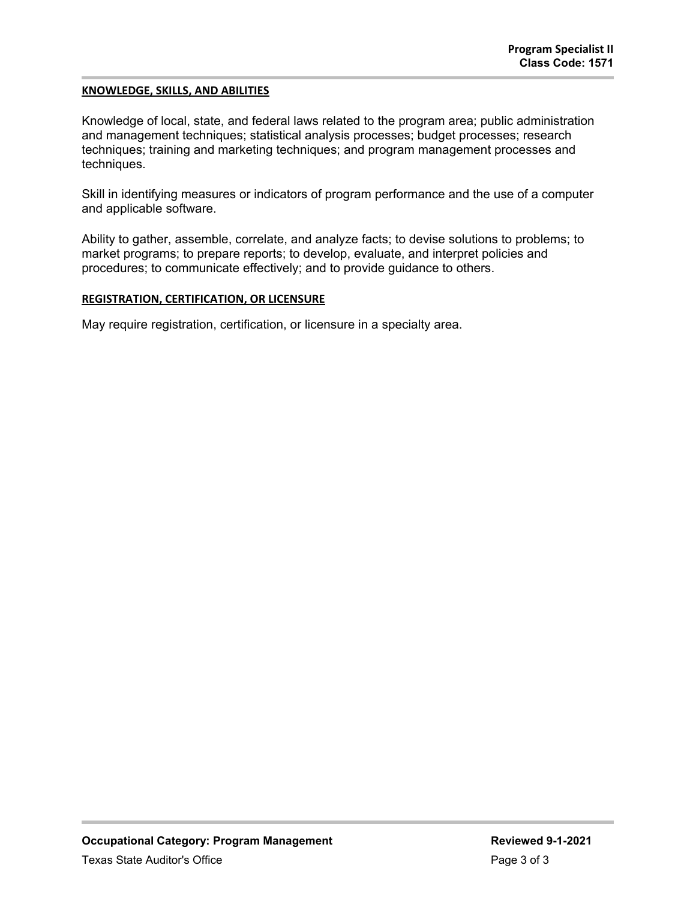## KNOWLEDGE, SKILLS, AND ABILITIES

Knowledge of local, state, and federal laws related to the program area; public administration and management techniques; statistical analysis processes; budget processes; research techniques; training and marketing techniques; and program management processes and techniques.

Skill in identifying measures or indicators of program performance and the use of a computer and applicable software.

Ability to gather, assemble, correlate, and analyze facts; to devise solutions to problems; to market programs; to prepare reports; to develop, evaluate, and interpret policies and procedures; to communicate effectively; and to provide guidance to others.

## REGISTRATION, CERTIFICATION, OR LICENSURE

May require registration, certification, or licensure in a specialty area.